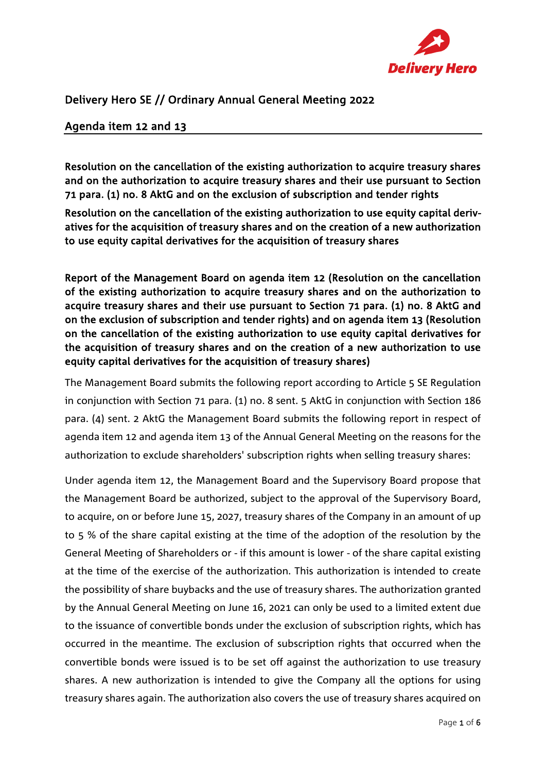## Delivery Hero SE // Ordinary Annual General Meeting 2022

## Agenda item 12 and 13

**Resolution on the cancellation of the existing authorization to acquire treasury shares and on the authorization to acquire treasury shares and their use pursuant to Section 71 para. (1) no. 8 AktG and on the exclusion of subscription and tender rights**

**Resolution on the cancellation of the existing authorization to use equity capital derivatives for the acquisition of treasury shares and on the creation of a new authorization to use equity capital derivatives for the acquisition of treasury shares**

**Report of the Management Board on agenda item 12 (Resolution on the cancellation of the existing authorization to acquire treasury shares and on the authorization to acquire treasury shares and their use pursuant to Section 71 para. (1) no. 8 AktG and on the exclusion of subscription and tender rights) and on agenda item 13 (Resolution on the cancellation of the existing authorization to use equity capital derivatives for the acquisition of treasury shares and on the creation of a new authorization to use equity capital derivatives for the acquisition of treasury shares)**

The Management Board submits the following report according to Article 5 SE Regulation in conjunction with Section 71 para. (1) no. 8 sent. 5 AktG in conjunction with Section 186 para. (4) sent. 2 AktG the Management Board submits the following report in respect of agenda item 12 and agenda item 13 of the Annual General Meeting on the reasons for the authorization to exclude shareholders' subscription rights when selling treasury shares:

Under agenda item 12, the Management Board and the Supervisory Board propose that the Management Board be authorized, subject to the approval of the Supervisory Board, to acquire, on or before June 15, 2027, treasury shares of the Company in an amount of up to 5 % of the share capital existing at the time of the adoption of the resolution by the General Meeting of Shareholders or - if this amount is lower - of the share capital existing at the time of the exercise of the authorization. This authorization is intended to create the possibility of share buybacks and the use of treasury shares. The authorization granted by the Annual General Meeting on June 16, 2021 can only be used to a limited extent due to the issuance of convertible bonds under the exclusion of subscription rights, which has occurred in the meantime. The exclusion of subscription rights that occurred when the convertible bonds were issued is to be set off against the authorization to use treasury shares. A new authorization is intended to give the Company all the options for using treasury shares again. The authorization also covers the use of treasury shares acquired on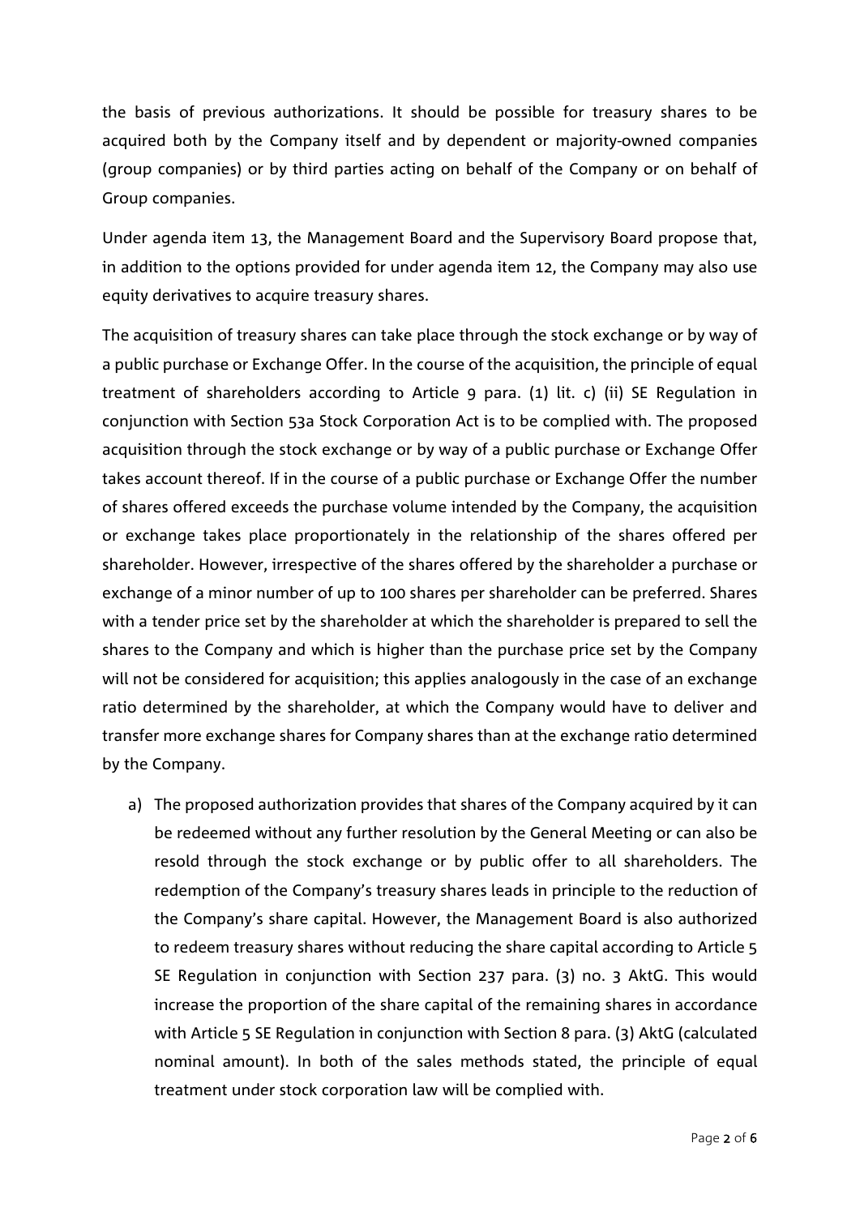the basis of previous authorizations. It should be possible for treasury shares to be acquired both by the Company itself and by dependent or majority-owned companies (group companies) or by third parties acting on behalf of the Company or on behalf of Group companies.

Under agenda item 13, the Management Board and the Supervisory Board propose that, in addition to the options provided for under agenda item 12, the Company may also use equity derivatives to acquire treasury shares.

The acquisition of treasury shares can take place through the stock exchange or by way of a public purchase or Exchange Offer. In the course of the acquisition, the principle of equal treatment of shareholders according to Article 9 para. (1) lit. c) (ii) SE Regulation in conjunction with Section 53a Stock Corporation Act is to be complied with. The proposed acquisition through the stock exchange or by way of a public purchase or Exchange Offer takes account thereof. If in the course of a public purchase or Exchange Offer the number of shares offered exceeds the purchase volume intended by the Company, the acquisition or exchange takes place proportionately in the relationship of the shares offered per shareholder. However, irrespective of the shares offered by the shareholder a purchase or exchange of a minor number of up to 100 shares per shareholder can be preferred. Shares with a tender price set by the shareholder at which the shareholder is prepared to sell the shares to the Company and which is higher than the purchase price set by the Company will not be considered for acquisition; this applies analogously in the case of an exchange ratio determined by the shareholder, at which the Company would have to deliver and transfer more exchange shares for Company shares than at the exchange ratio determined by the Company.

a) The proposed authorization provides that shares of the Company acquired by it can be redeemed without any further resolution by the General Meeting or can also be resold through the stock exchange or by public offer to all shareholders. The redemption of the Company's treasury shares leads in principle to the reduction of the Company's share capital. However, the Management Board is also authorized to redeem treasury shares without reducing the share capital according to Article 5 SE Regulation in conjunction with Section 237 para. (3) no. 3 AktG. This would increase the proportion of the share capital of the remaining shares in accordance with Article 5 SE Regulation in conjunction with Section 8 para. (3) AktG (calculated nominal amount). In both of the sales methods stated, the principle of equal treatment under stock corporation law will be complied with.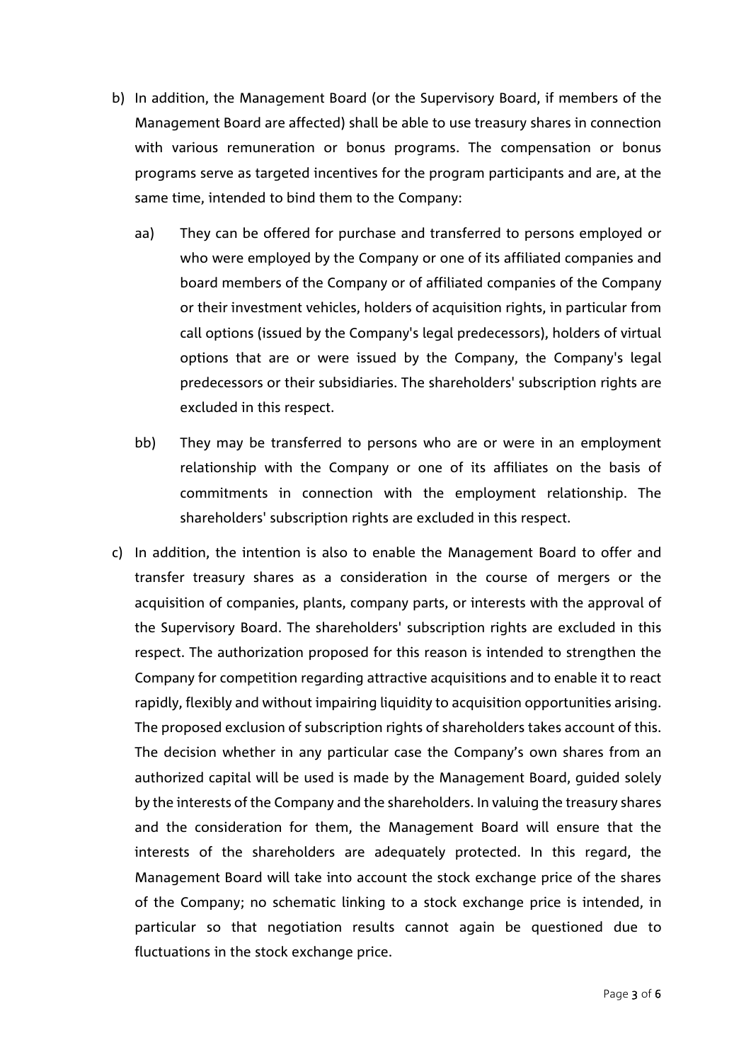b) In addition, the Management Board (or the Supervisory Board, if members of the Management Board are affected) shall be able to use treasury shares in connection with various remuneration or bonus programs. The compensation or bonus programs serve as targeted incentives for the program participants and are, at the same time, intended to bind them to the Company:

   aa) They can be offered for purchase and transferred to persons employed or who were employed by the Company or one of its affiliated companies and board members of the Company or of affiliated companies of the Company or their investment vehicles, holders of acquisition rights, in particular from call options (issued by the Company's legal predecessors), holders of virtual options that are or were issued by the Company, the Company's legal predecessors or their subsidiaries. The shareholders' subscription rights are excluded in this respect.

   bb) They may be transferred to persons who are or were in an employment relationship with the Company or one of its affiliates on the basis of commitments in connection with the employment relationship. The shareholders' subscription rights are excluded in this respect.

c) In addition, the intention is also to enable the Management Board to offer and transfer treasury shares as a consideration in the course of mergers or the acquisition of companies, plants, company parts, or interests with the approval of the Supervisory Board. The shareholders' subscription rights are excluded in this respect. The authorization proposed for this reason is intended to strengthen the Company for competition regarding attractive acquisitions and to enable it to react rapidly, flexibly and without impairing liquidity to acquisition opportunities arising. The proposed exclusion of subscription rights of shareholders takes account of this. The decision whether in any particular case the Company's own shares from an authorized capital will be used is made by the Management Board, guided solely by the interests of the Company and the shareholders. In valuing the treasury shares and the consideration for them, the Management Board will ensure that the interests of the shareholders are adequately protected. In this regard, the Management Board will take into account the stock exchange price of the shares of the Company; no schematic linking to a stock exchange price is intended, in particular so that negotiation results cannot again be questioned due to fluctuations in the stock exchange price.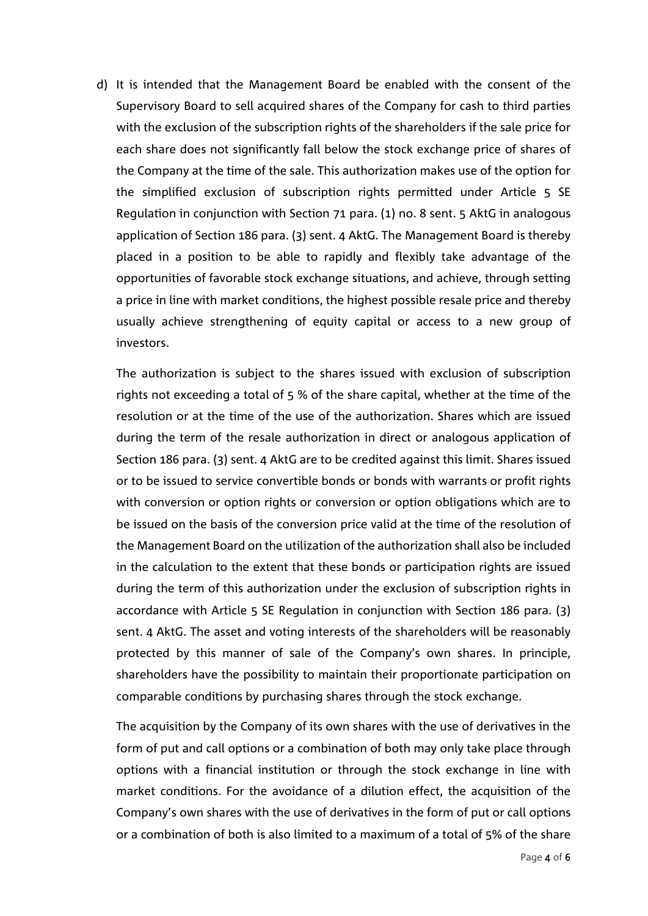d) It is intended that the Management Board be enabled with the consent of the Supervisory Board to sell acquired shares of the Company for cash to third parties with the exclusion of the subscription rights of the shareholders if the sale price for each share does not significantly fall below the stock exchange price of shares of the Company at the time of the sale. This authorization makes use of the option for the simplified exclusion of subscription rights permitted under Article 5 SE Regulation in conjunction with Section 71 para. (1) no. 8 sent. 5 AktG in analogous application of Section 186 para. (3) sent. 4 AktG. The Management Board is thereby placed in a position to be able to rapidly and flexibly take advantage of the opportunities of favorable stock exchange situations, and achieve, through setting a price in line with market conditions, the highest possible resale price and thereby usually achieve strengthening of equity capital or access to a new group of investors.

   The authorization is subject to the shares issued with exclusion of subscription rights not exceeding a total of 5 % of the share capital, whether at the time of the resolution or at the time of the use of the authorization. Shares which are issued during the term of the resale authorization in direct or analogous application of Section 186 para. (3) sent. 4 AktG are to be credited against this limit. Shares issued or to be issued to service convertible bonds or bonds with warrants or profit rights with conversion or option rights or conversion or option obligations which are to be issued on the basis of the conversion price valid at the time of the resolution of the Management Board on the utilization of the authorization shall also be included in the calculation to the extent that these bonds or participation rights are issued during the term of this authorization under the exclusion of subscription rights in accordance with Article 5 SE Regulation in conjunction with Section 186 para. (3) sent. 4 AktG. The asset and voting interests of the shareholders will be reasonably protected by this manner of sale of the Company's own shares. In principle, shareholders have the possibility to maintain their proportionate participation on comparable conditions by purchasing shares through the stock exchange.

   The acquisition by the Company of its own shares with the use of derivatives in the form of put and call options or a combination of both may only take place through options with a financial institution or through the stock exchange in line with market conditions. For the avoidance of a dilution effect, the acquisition of the Company's own shares with the use of derivatives in the form of put or call options or a combination of both is also limited to a maximum of a total of 5% of the share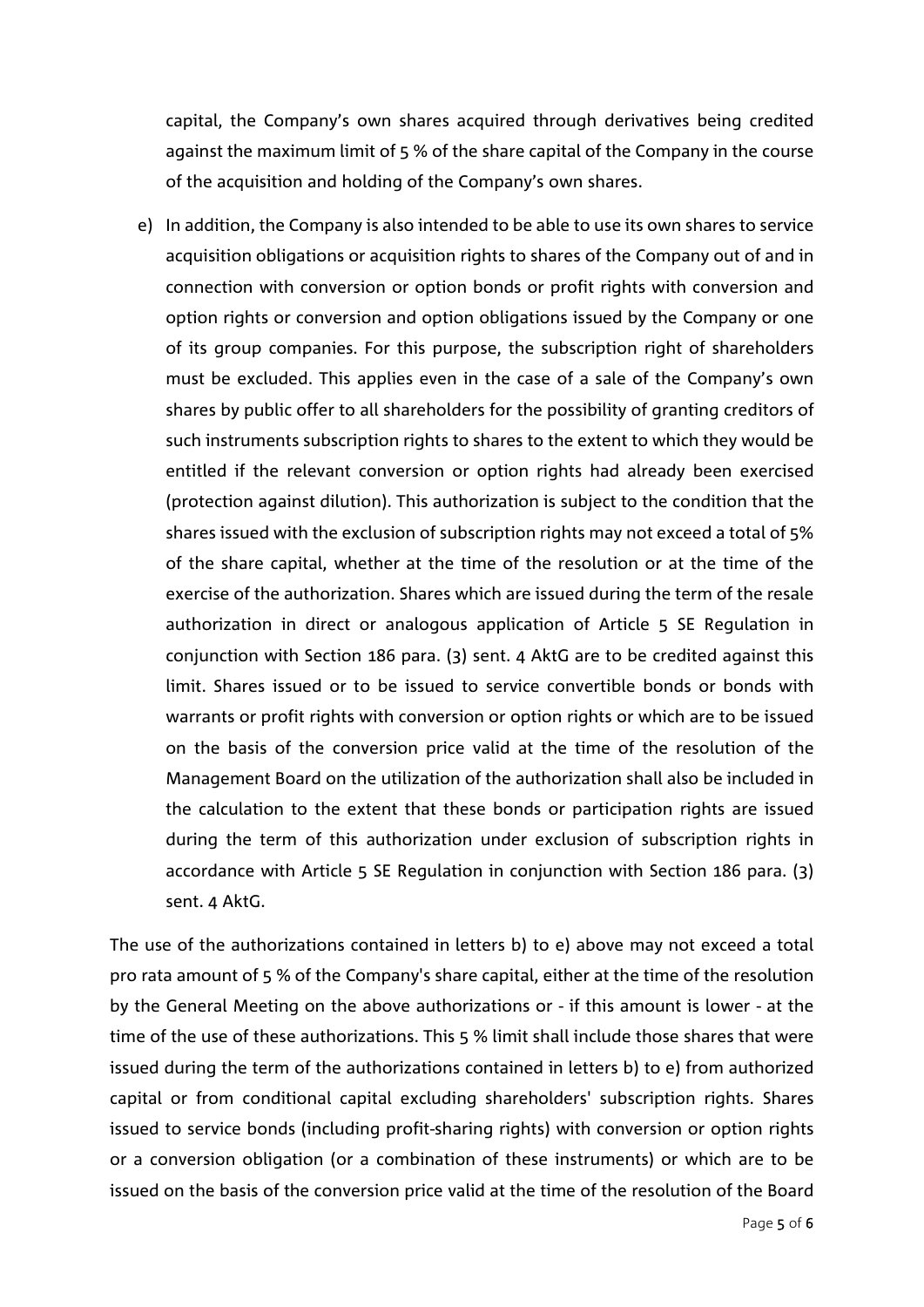capital, the Company's own shares acquired through derivatives being credited against the maximum limit of 5 % of the share capital of the Company in the course of the acquisition and holding of the Company's own shares.

e) In addition, the Company is also intended to be able to use its own shares to service acquisition obligations or acquisition rights to shares of the Company out of and in connection with conversion or option bonds or profit rights with conversion and option rights or conversion and option obligations issued by the Company or one of its group companies. For this purpose, the subscription right of shareholders must be excluded. This applies even in the case of a sale of the Company's own shares by public offer to all shareholders for the possibility of granting creditors of such instruments subscription rights to shares to the extent to which they would be entitled if the relevant conversion or option rights had already been exercised (protection against dilution). This authorization is subject to the condition that the shares issued with the exclusion of subscription rights may not exceed a total of 5% of the share capital, whether at the time of the resolution or at the time of the exercise of the authorization. Shares which are issued during the term of the resale authorization in direct or analogous application of Article 5 SE Regulation in conjunction with Section 186 para. (3) sent. 4 AktG are to be credited against this limit. Shares issued or to be issued to service convertible bonds or bonds with warrants or profit rights with conversion or option rights or which are to be issued on the basis of the conversion price valid at the time of the resolution of the Management Board on the utilization of the authorization shall also be included in the calculation to the extent that these bonds or participation rights are issued during the term of this authorization under exclusion of subscription rights in accordance with Article 5 SE Regulation in conjunction with Section 186 para. (3) sent. 4 AktG.

The use of the authorizations contained in letters b) to e) above may not exceed a total pro rata amount of 5 % of the Company's share capital, either at the time of the resolution by the General Meeting on the above authorizations or - if this amount is lower - at the time of the use of these authorizations. This 5 % limit shall include those shares that were issued during the term of the authorizations contained in letters b) to e) from authorized capital or from conditional capital excluding shareholders' subscription rights. Shares issued to service bonds (including profit-sharing rights) with conversion or option rights or a conversion obligation (or a combination of these instruments) or which are to be issued on the basis of the conversion price valid at the time of the resolution of the Board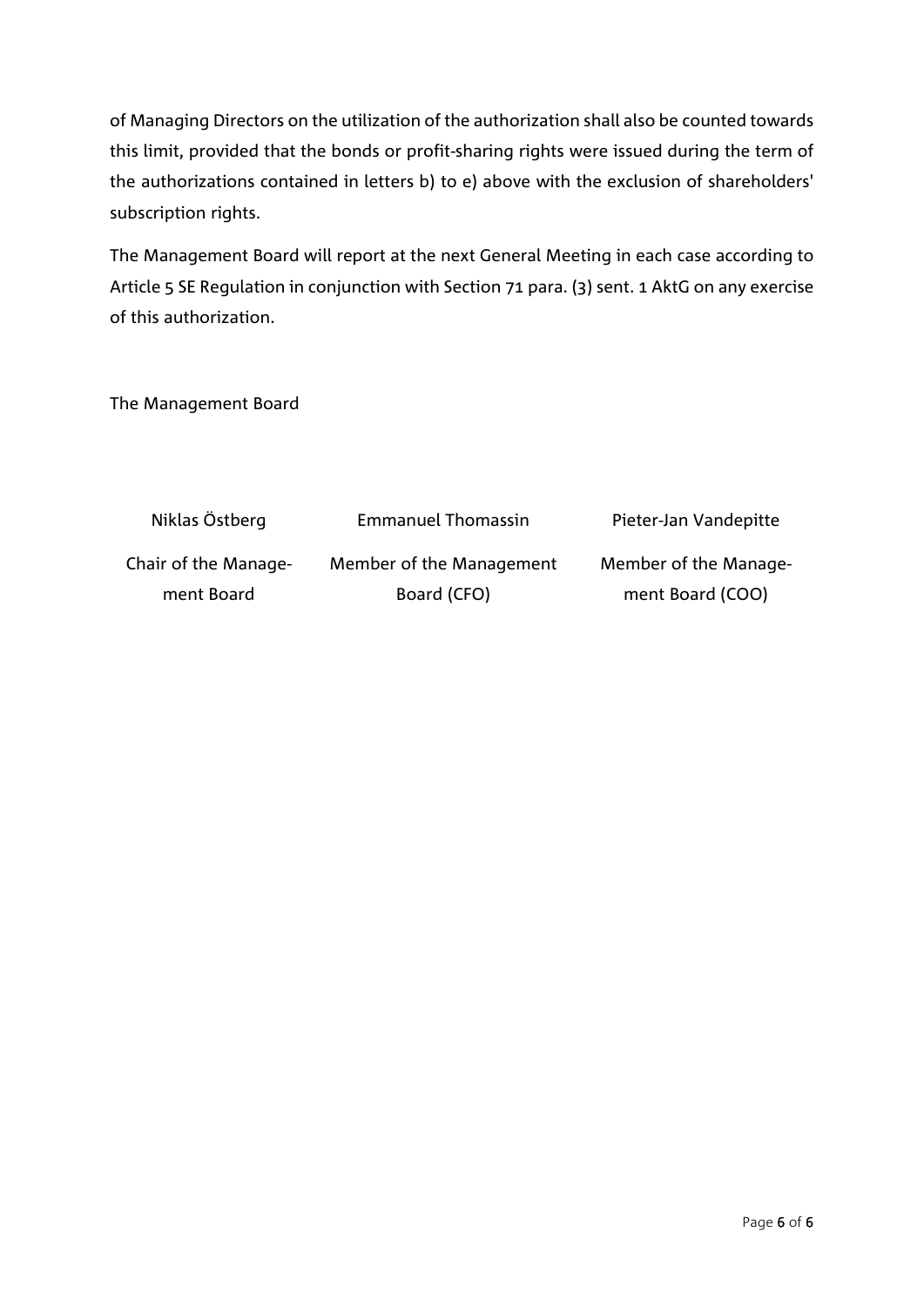of Managing Directors on the utilization of the authorization shall also be counted towards this limit, provided that the bonds or profit-sharing rights were issued during the term of the authorizations contained in letters b) to e) above with the exclusion of shareholders' subscription rights.

The Management Board will report at the next General Meeting in each case according to Article 5 SE Regulation in conjunction with Section 71 para. (3) sent. 1 AktG on any exercise of this authorization.

The Management Board

| | | |
|---|---|---|
| Niklas Östberg | Emmanuel Thomassin | Pieter-Jan Vandepitte |
| Chair of the Management Board | Member of the Management Board (CFO) | Member of the Management Board (COO) |